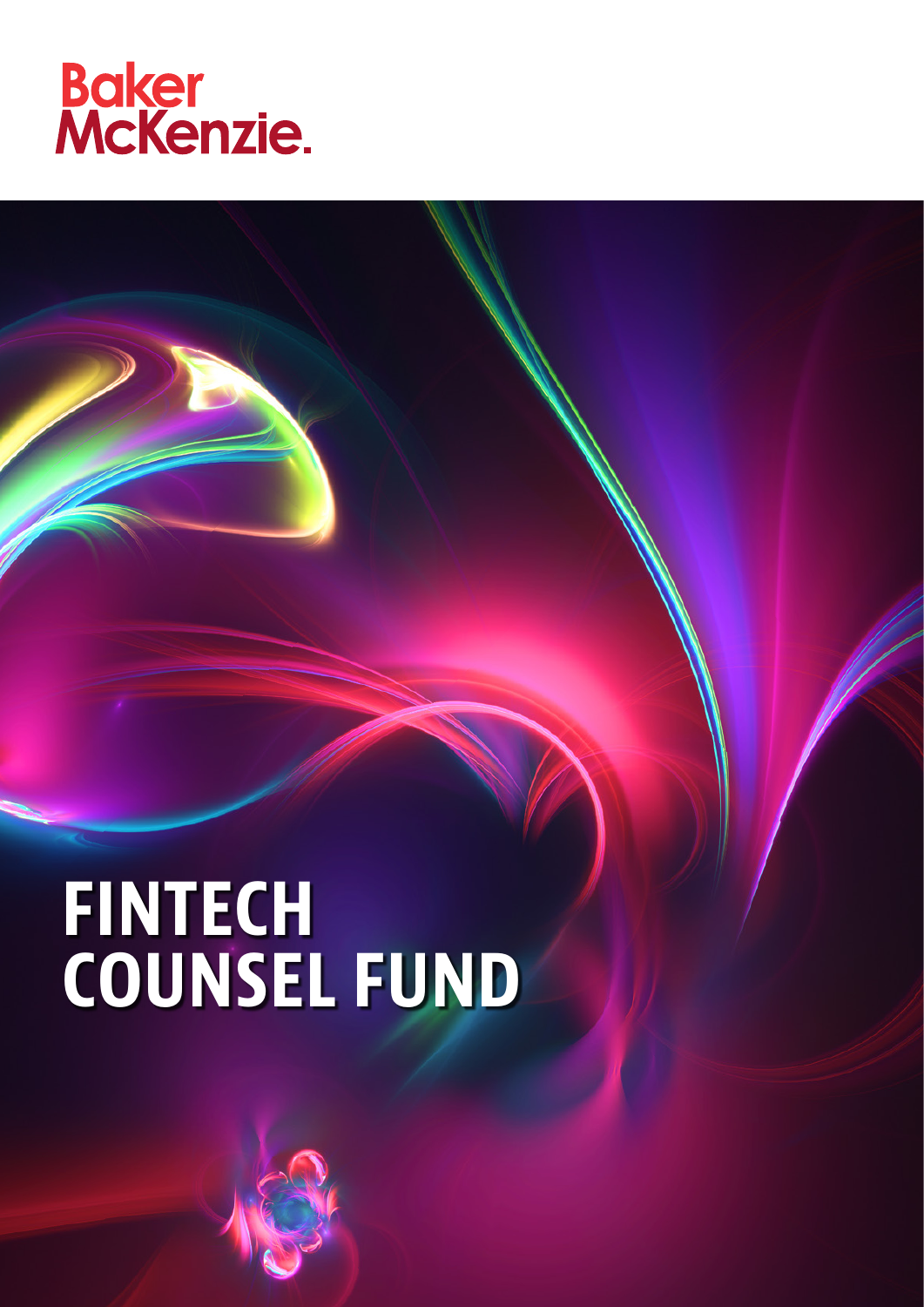Baker McKenzie.

# FINTECH COUNSEL FUND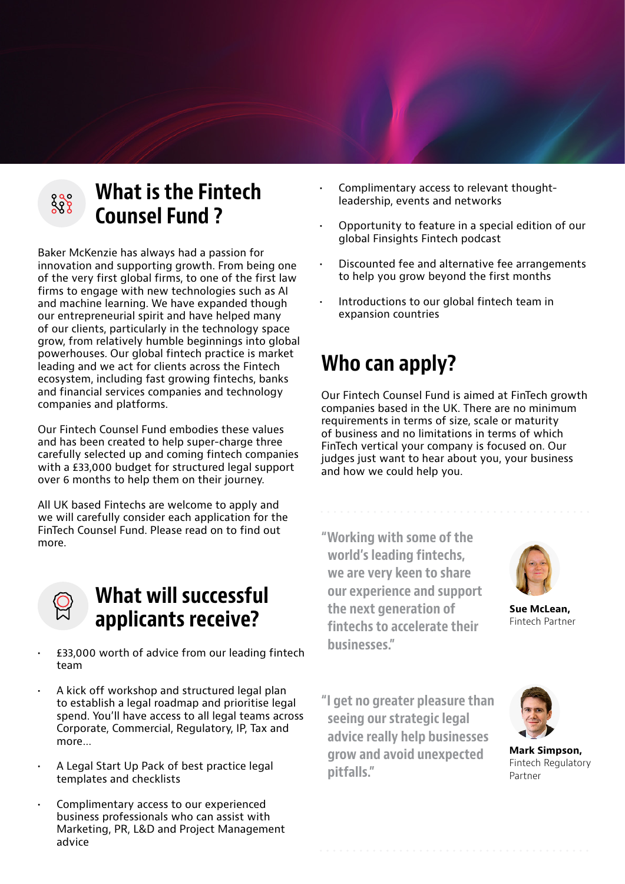## What is the Fintech Counsel Fund ?

Baker McKenzie has always had a passion for innovation and supporting growth. From being one of the very first global firms, to one of the first law firms to engage with new technologies such as AI and machine learning. We have expanded though our entrepreneurial spirit and have helped many of our clients, particularly in the technology space grow, from relatively humble beginnings into global powerhouses. Our global fintech practice is market leading and we act for clients across the Fintech ecosystem, including fast growing fintechs, banks and financial services companies and technology companies and platforms.

Our Fintech Counsel Fund embodies these values and has been created to help super-charge three carefully selected up and coming fintech companies with a £33,000 budget for structured legal support over 6 months to help them on their journey.

All UK based Fintechs are welcome to apply and we will carefully consider each application for the FinTech Counsel Fund. Please read on to find out more.

## What will successful applicants receive?

- £33,000 worth of advice from our leading fintech team
- A kick off workshop and structured legal plan to establish a legal roadmap and prioritise legal spend. You'll have access to all legal teams across Corporate, Commercial, Regulatory, IP, Tax and more...
- A Legal Start Up Pack of best practice legal templates and checklists
- Complimentary access to our experienced business professionals who can assist with Marketing, PR, L&D and Project Management advice
- Complimentary access to relevant thought-leadership, events and networks
- Opportunity to feature in a special edition of our global Finsights Fintech podcast
- Discounted fee and alternative fee arrangements to help you grow beyond the first months
- Introductions to our global fintech team in expansion countries

## Who can apply?

Our Fintech Counsel Fund is aimed at FinTech growth companies based in the UK. There are no minimum requirements in terms of size, scale or maturity of business and no limitations in terms of which FinTech vertical your company is focused on. Our judges just want to hear about you, your business and how we could help you.

"Working with some of the world's leading fintechs, we are very keen to share our experience and support the next generation of fintechs to accelerate their businesses."

**Sue McLean,**
Fintech Partner

"I get no greater pleasure than seeing our strategic legal advice really help businesses grow and avoid unexpected pitfalls."

**Mark Simpson,**
Fintech Regulatory Partner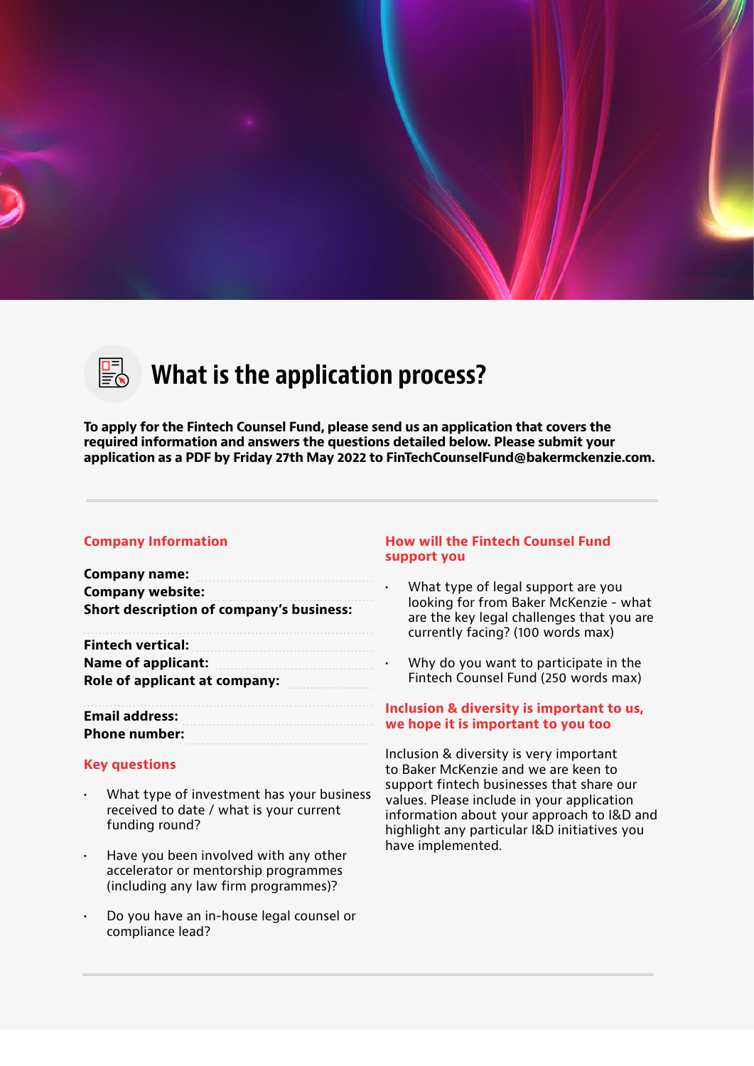# What is the application process?

**To apply for the Fintech Counsel Fund, please send us an application that covers the required information and answers the questions detailed below. Please submit your application as a PDF by Friday 27th May 2022 to FinTechCounselFund@bakermckenzie.com.**

## Company Information

**Company name:** ..............................................

**Company website:** ..............................................

**Short description of company's business:**

..............................................

**Fintech vertical:** ..............................................

**Name of applicant:** ..............................................

**Role of applicant at company:** ..............................................

..............................................

**Email address:** ..............................................

**Phone number:** ..............................................

## Key questions

- What type of investment has your business received to date / what is your current funding round?
- Have you been involved with any other accelerator or mentorship programmes (including any law firm programmes)?
- Do you have an in-house legal counsel or compliance lead?

## How will the Fintech Counsel Fund support you

- What type of legal support are you looking for from Baker McKenzie - what are the key legal challenges that you are currently facing? (100 words max)
- Why do you want to participate in the Fintech Counsel Fund (250 words max)

## Inclusion & diversity is important to us, we hope it is important to you too

Inclusion & diversity is very important to Baker McKenzie and we are keen to support fintech businesses that share our values. Please include in your application information about your approach to I&D and highlight any particular I&D initiatives you have implemented.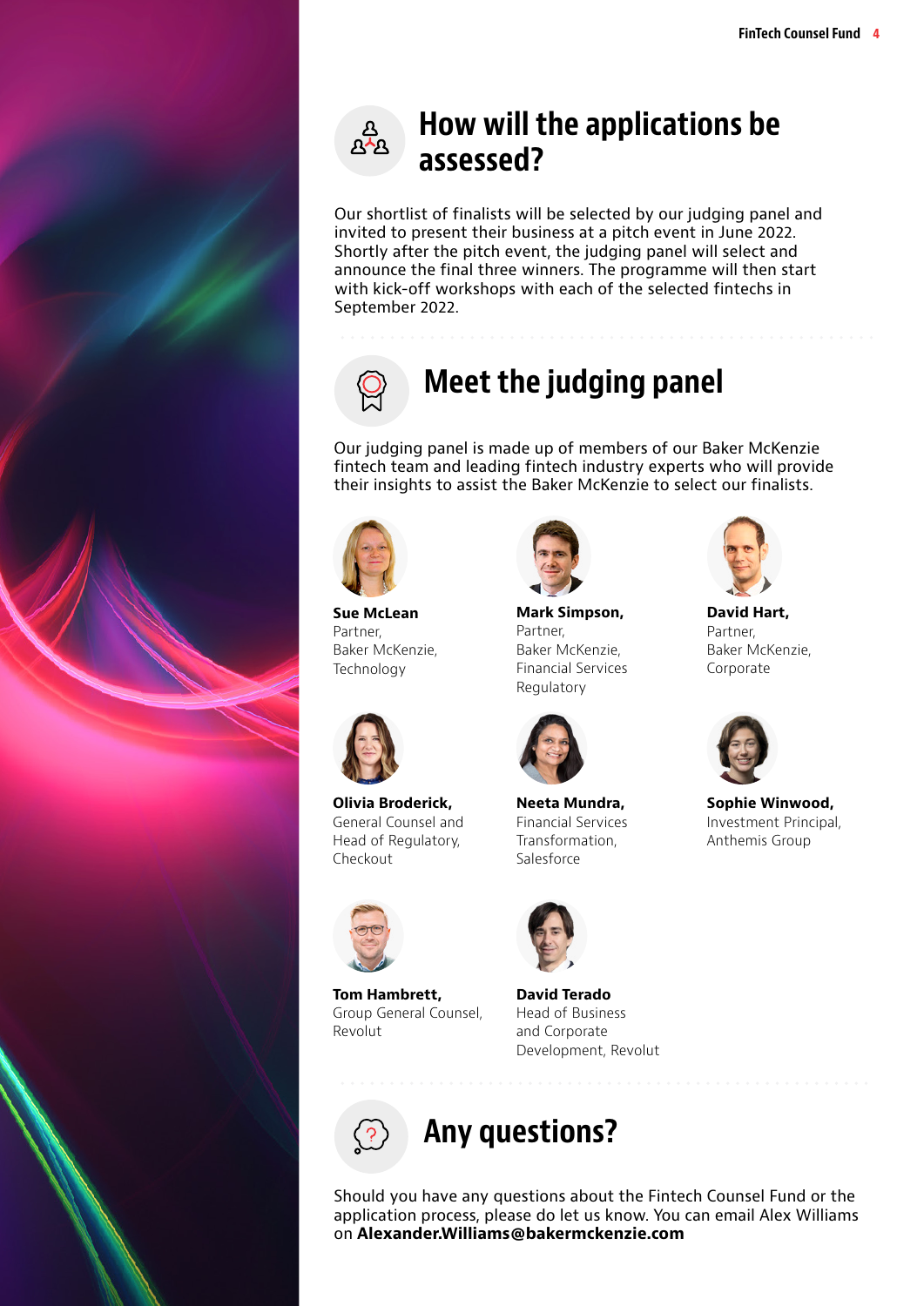## How will the applications be assessed?

Our shortlist of finalists will be selected by our judging panel and invited to present their business at a pitch event in June 2022. Shortly after the pitch event, the judging panel will select and announce the final three winners. The programme will then start with kick-off workshops with each of the selected fintechs in September 2022.

## Meet the judging panel

Our judging panel is made up of members of our Baker McKenzie fintech team and leading fintech industry experts who will provide their insights to assist the Baker McKenzie to select our finalists.

**Sue McLean**
Partner,
Baker McKenzie,
Technology

**Mark Simpson,**
Partner,
Baker McKenzie,
Financial Services Regulatory

**David Hart,**
Partner,
Baker McKenzie,
Corporate

**Olivia Broderick,**
General Counsel and Head of Regulatory,
Checkout

**Neeta Mundra,**
Financial Services Transformation,
Salesforce

**Sophie Winwood,**
Investment Principal,
Anthemis Group

**Tom Hambrett,**
Group General Counsel,
Revolut

**David Terado**
Head of Business and Corporate Development, Revolut

## Any questions?

Should you have any questions about the Fintech Counsel Fund or the application process, please do let us know. You can email Alex Williams on **Alexander.Williams@bakermckenzie.com**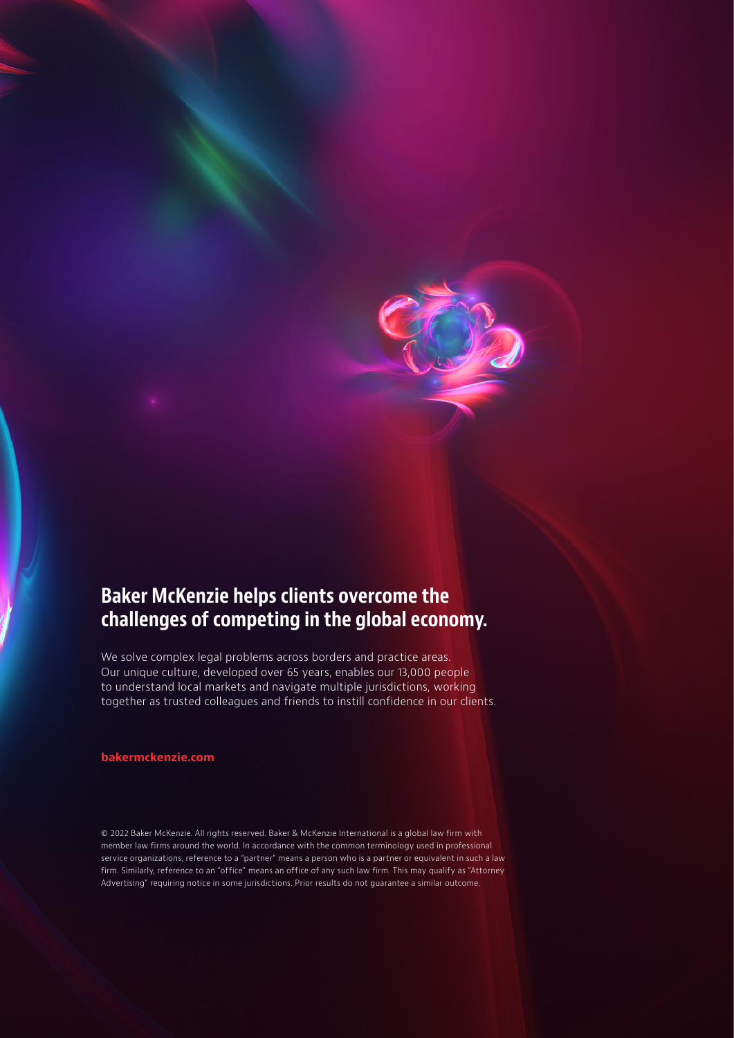## Baker McKenzie helps clients overcome the challenges of competing in the global economy.

We solve complex legal problems across borders and practice areas. Our unique culture, developed over 65 years, enables our 13,000 people to understand local markets and navigate multiple jurisdictions, working together as trusted colleagues and friends to instill confidence in our clients.

**bakermckenzie.com**

© 2022 Baker McKenzie. All rights reserved. Baker & McKenzie International is a global law firm with member law firms around the world. In accordance with the common terminology used in professional service organizations, reference to a "partner" means a person who is a partner or equivalent in such a law firm. Similarly, reference to an "office" means an office of any such law firm. This may qualify as "Attorney Advertising" requiring notice in some jurisdictions. Prior results do not guarantee a similar outcome.